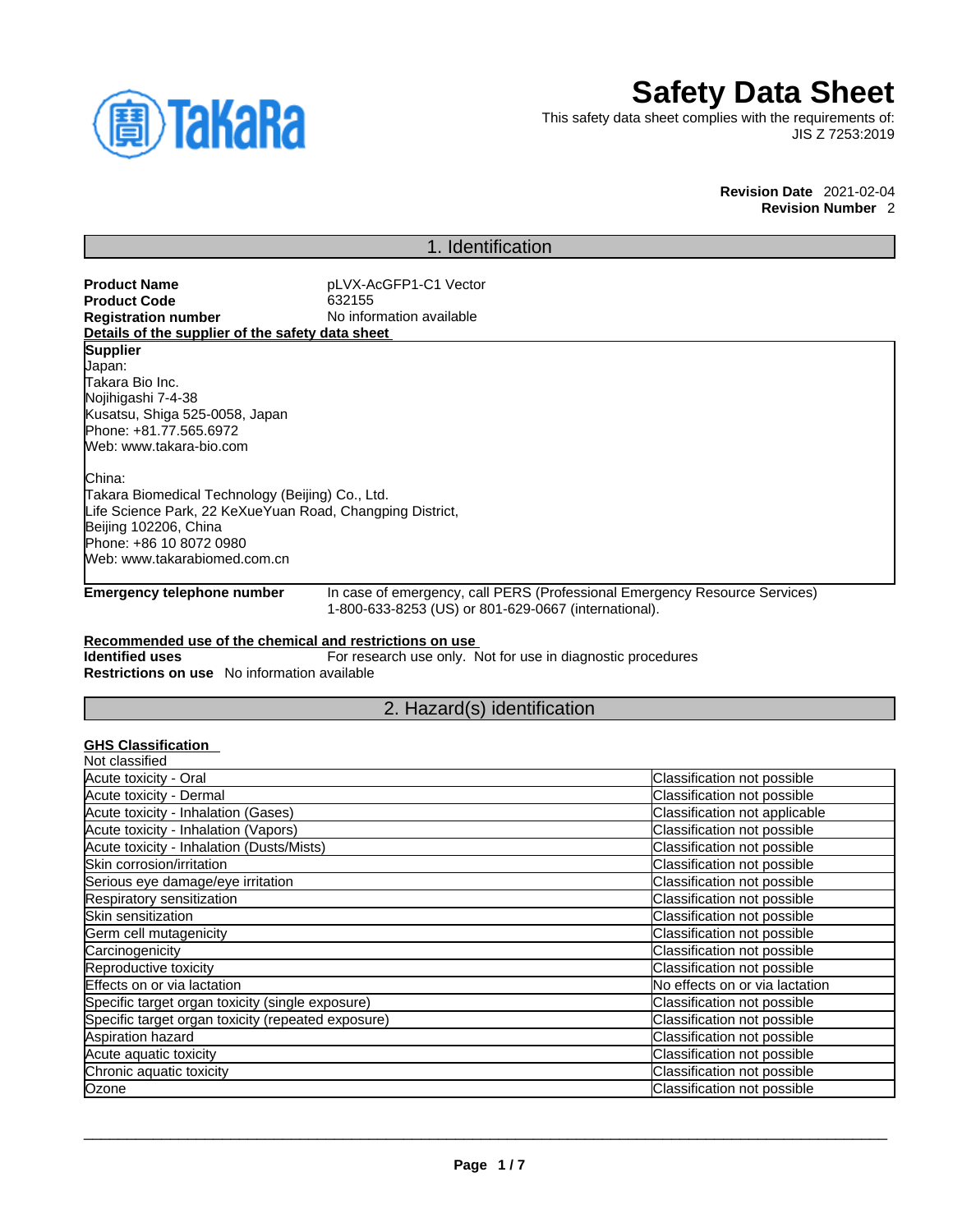# Safety Data Sheet

This safety data sheet complies with the requirements of:
JIS Z 7253:2019

**Revision Date** 2021-02-04
**Revision Number** 2

## 1. Identification

**Product Name** pLVX-AcGFP1-C1 Vector
**Product Code** 632155
**Registration number** No information available

**Details of the supplier of the safety data sheet**

**Supplier**
Japan:
Takara Bio Inc.
Nojihigashi 7-4-38
Kusatsu, Shiga 525-0058, Japan
Phone: +81.77.565.6972
Web: www.takara-bio.com

China:
Takara Biomedical Technology (Beijing) Co., Ltd.
Life Science Park, 22 KeXueYuan Road, Changping District,
Beijing 102206, China
Phone: +86 10 8072 0980
Web: www.takarabiomed.com.cn

**Emergency telephone number** In case of emergency, call PERS (Professional Emergency Resource Services) 1-800-633-8253 (US) or 801-629-0667 (international).

**Recommended use of the chemical and restrictions on use**
**Identified uses** For research use only. Not for use in diagnostic procedures
**Restrictions on use** No information available

## 2. Hazard(s) identification

**GHS Classification**
Not classified

| | |
|---|---|
| Acute toxicity - Oral | Classification not possible |
| Acute toxicity - Dermal | Classification not possible |
| Acute toxicity - Inhalation (Gases) | Classification not applicable |
| Acute toxicity - Inhalation (Vapors) | Classification not possible |
| Acute toxicity - Inhalation (Dusts/Mists) | Classification not possible |
| Skin corrosion/irritation | Classification not possible |
| Serious eye damage/eye irritation | Classification not possible |
| Respiratory sensitization | Classification not possible |
| Skin sensitization | Classification not possible |
| Germ cell mutagenicity | Classification not possible |
| Carcinogenicity | Classification not possible |
| Reproductive toxicity | Classification not possible |
| Effects on or via lactation | No effects on or via lactation |
| Specific target organ toxicity (single exposure) | Classification not possible |
| Specific target organ toxicity (repeated exposure) | Classification not possible |
| Aspiration hazard | Classification not possible |
| Acute aquatic toxicity | Classification not possible |
| Chronic aquatic toxicity | Classification not possible |
| Ozone | Classification not possible |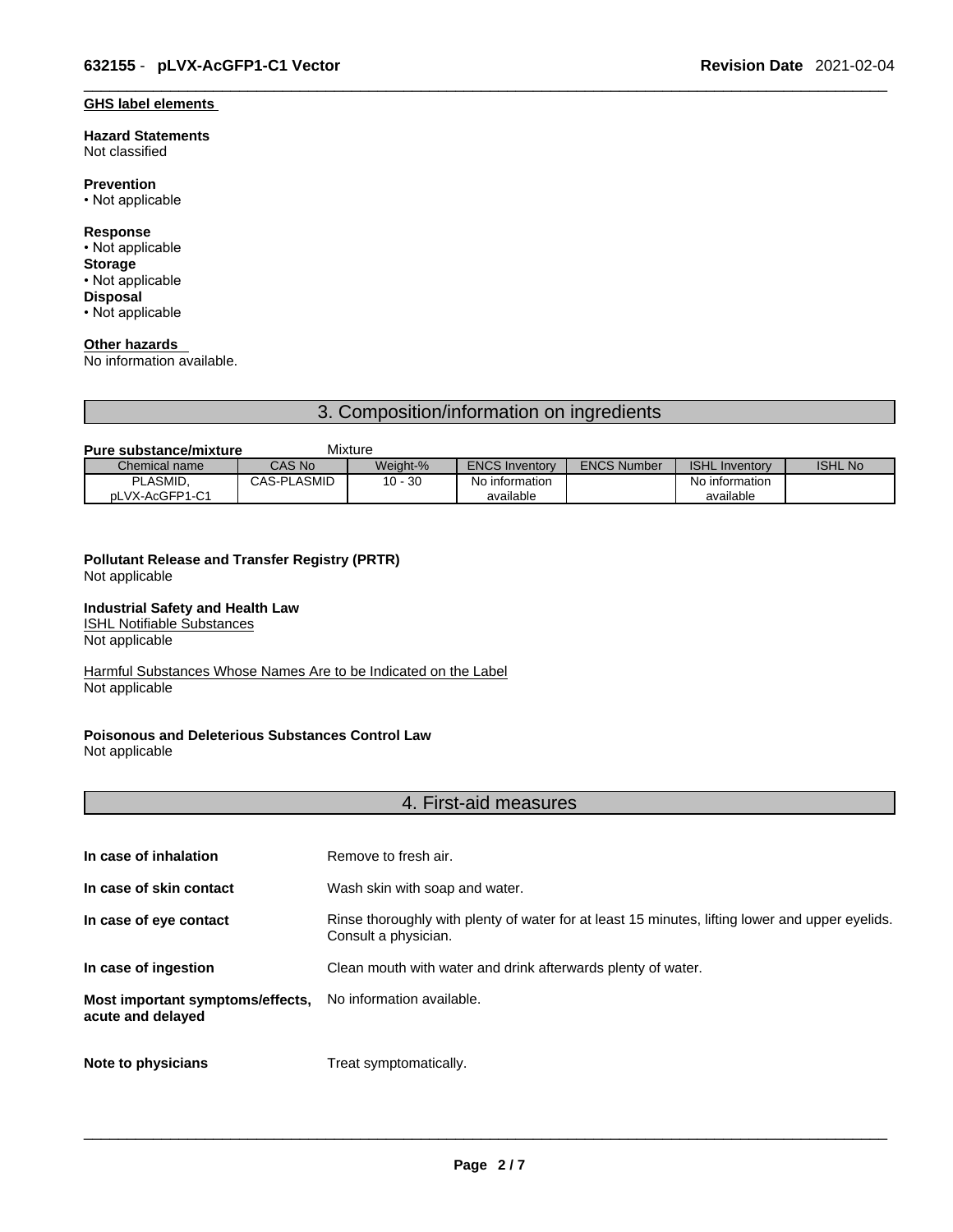**GHS label elements**

**Hazard Statements**
Not classified

**Prevention**
• Not applicable

**Response**
• Not applicable

**Storage**
• Not applicable

**Disposal**
• Not applicable

**Other hazards**
No information available.

## 3. Composition/information on ingredients

**Pure substance/mixture** Mixture

| Chemical name | CAS No | Weight-% | ENCS Inventory | ENCS Number | ISHL Inventory | ISHL No |
|---|---|---|---|---|---|---|
| PLASMID, pLVX-AcGFP1-C1 | CAS-PLASMID | 10 - 30 | No information available | | No information available | |

**Pollutant Release and Transfer Registry (PRTR)**
Not applicable

**Industrial Safety and Health Law**
ISHL Notifiable Substances
Not applicable

Harmful Substances Whose Names Are to be Indicated on the Label
Not applicable

**Poisonous and Deleterious Substances Control Law**
Not applicable

## 4. First-aid measures

**In case of inhalation** Remove to fresh air.

**In case of skin contact** Wash skin with soap and water.

**In case of eye contact** Rinse thoroughly with plenty of water for at least 15 minutes, lifting lower and upper eyelids. Consult a physician.

**In case of ingestion** Clean mouth with water and drink afterwards plenty of water.

**Most important symptoms/effects, acute and delayed** No information available.

**Note to physicians** Treat symptomatically.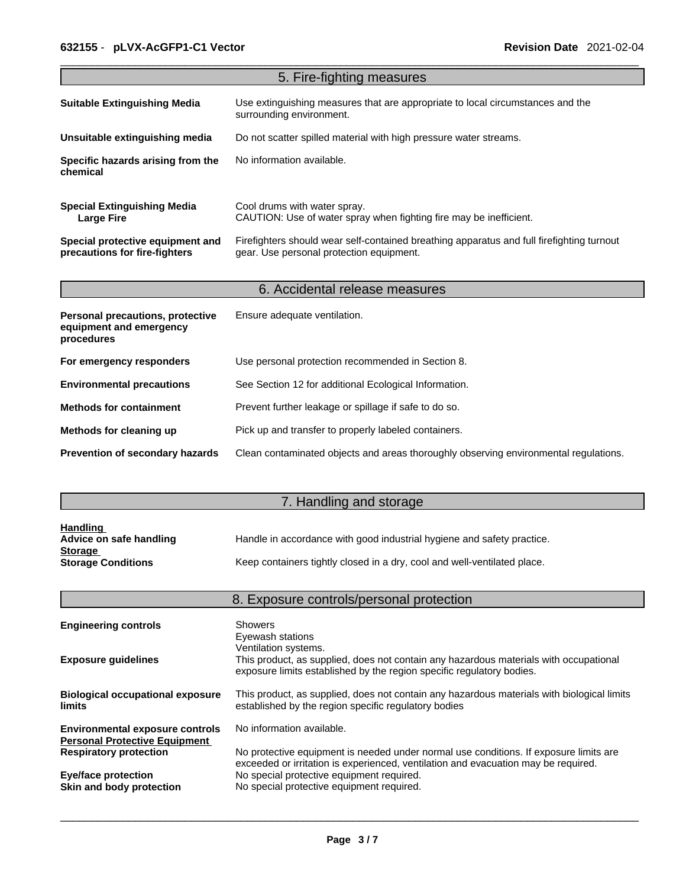## 5. Fire-fighting measures

| | |
|---|---|
| **Suitable Extinguishing Media** | Use extinguishing measures that are appropriate to local circumstances and the surrounding environment. |
| **Unsuitable extinguishing media** | Do not scatter spilled material with high pressure water streams. |
| **Specific hazards arising from the chemical** | No information available. |
| **Special Extinguishing Media**<br>**Large Fire** | Cool drums with water spray.<br>CAUTION: Use of water spray when fighting fire may be inefficient. |
| **Special protective equipment and precautions for fire-fighters** | Firefighters should wear self-contained breathing apparatus and full firefighting turnout gear. Use personal protection equipment. |

## 6. Accidental release measures

| | |
|---|---|
| **Personal precautions, protective equipment and emergency procedures** | Ensure adequate ventilation. |
| **For emergency responders** | Use personal protection recommended in Section 8. |
| **Environmental precautions** | See Section 12 for additional Ecological Information. |
| **Methods for containment** | Prevent further leakage or spillage if safe to do so. |
| **Methods for cleaning up** | Pick up and transfer to properly labeled containers. |
| **Prevention of secondary hazards** | Clean contaminated objects and areas thoroughly observing environmental regulations. |

## 7. Handling and storage

**Handling**

| | |
|---|---|
| **Advice on safe handling** | Handle in accordance with good industrial hygiene and safety practice. |

**Storage**

| | |
|---|---|
| **Storage Conditions** | Keep containers tightly closed in a dry, cool and well-ventilated place. |

## 8. Exposure controls/personal protection

| | |
|---|---|
| **Engineering controls** | Showers<br>Eyewash stations<br>Ventilation systems. |
| **Exposure guidelines** | This product, as supplied, does not contain any hazardous materials with occupational exposure limits established by the region specific regulatory bodies. |
| **Biological occupational exposure limits** | This product, as supplied, does not contain any hazardous materials with biological limits established by the region specific regulatory bodies |
| **Environmental exposure controls** | No information available. |

**Personal Protective Equipment**

| | |
|---|---|
| **Respiratory protection** | No protective equipment is needed under normal use conditions. If exposure limits are exceeded or irritation is experienced, ventilation and evacuation may be required. |
| **Eye/face protection** | No special protective equipment required. |
| **Skin and body protection** | No special protective equipment required. |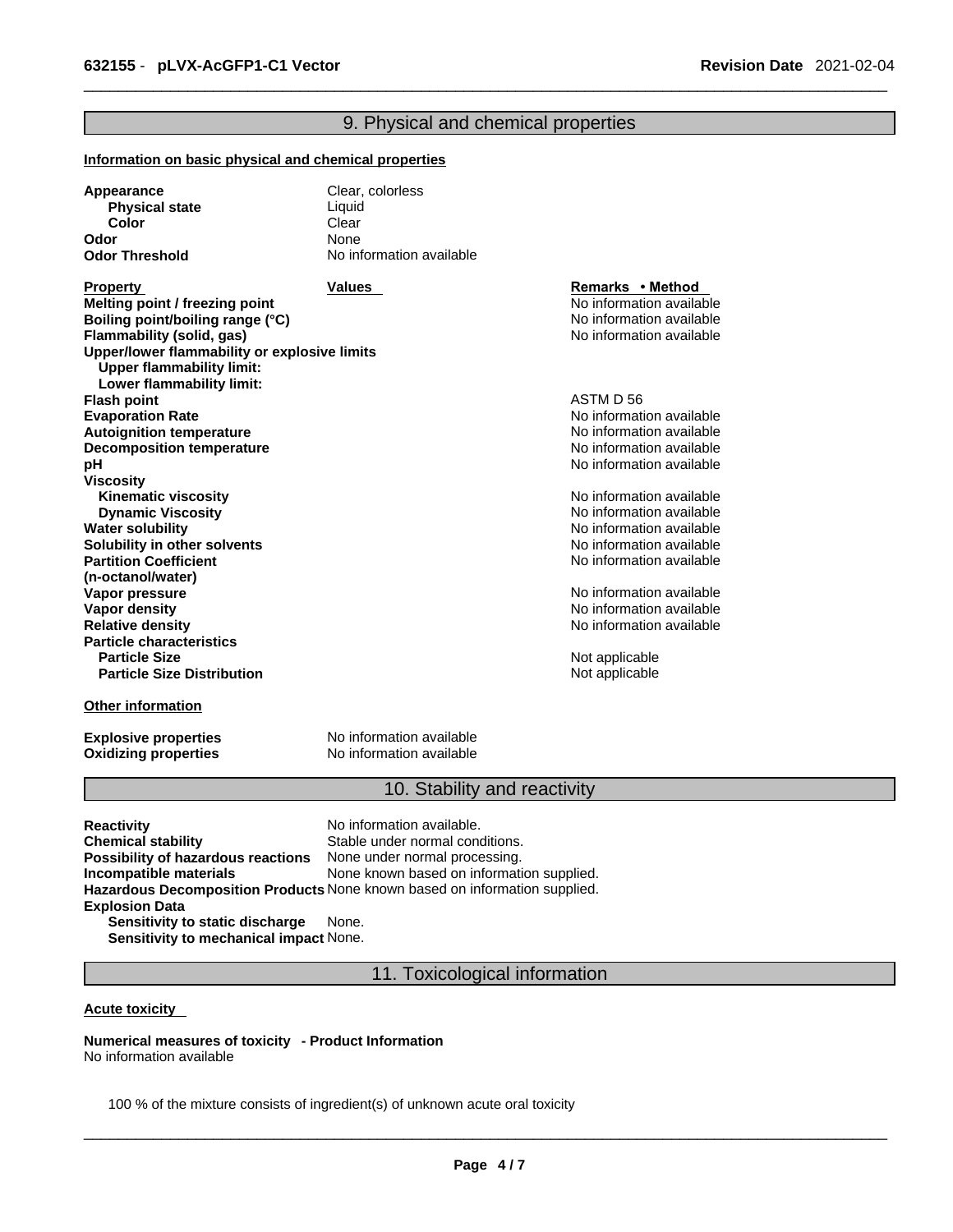## 9. Physical and chemical properties

**Information on basic physical and chemical properties**

| | |
|---|---|
| **Appearance** | Clear, colorless |
| **Physical state** | Liquid |
| **Color** | Clear |
| **Odor** | None |
| **Odor Threshold** | No information available |

| **Property** | **Values** | **Remarks • Method** |
|---|---|---|
| **Melting point / freezing point** | | No information available |
| **Boiling point/boiling range (°C)** | | No information available |
| **Flammability (solid, gas)** | | No information available |
| **Upper/lower flammability or explosive limits** | | |
| **Upper flammability limit:** | | |
| **Lower flammability limit:** | | |
| **Flash point** | | ASTM D 56 |
| **Evaporation Rate** | | No information available |
| **Autoignition temperature** | | No information available |
| **Decomposition temperature** | | No information available |
| **pH** | | No information available |
| **Viscosity** | | |
| **Kinematic viscosity** | | No information available |
| **Dynamic Viscosity** | | No information available |
| **Water solubility** | | No information available |
| **Solubility in other solvents** | | No information available |
| **Partition Coefficient (n-octanol/water)** | | No information available |
| **Vapor pressure** | | No information available |
| **Vapor density** | | No information available |
| **Relative density** | | No information available |
| **Particle characteristics** | | |
| **Particle Size** | | Not applicable |
| **Particle Size Distribution** | | Not applicable |

**Other information**

| | |
|---|---|
| **Explosive properties** | No information available |
| **Oxidizing properties** | No information available |

## 10. Stability and reactivity

| | |
|---|---|
| **Reactivity** | No information available. |
| **Chemical stability** | Stable under normal conditions. |
| **Possibility of hazardous reactions** | None under normal processing. |
| **Incompatible materials** | None known based on information supplied. |
| **Hazardous Decomposition Products** | None known based on information supplied. |
| **Explosion Data** | |
| **Sensitivity to static discharge** | None. |
| **Sensitivity to mechanical impact** | None. |

## 11. Toxicological information

**Acute toxicity**

**Numerical measures of toxicity - Product Information**
No information available

100 % of the mixture consists of ingredient(s) of unknown acute oral toxicity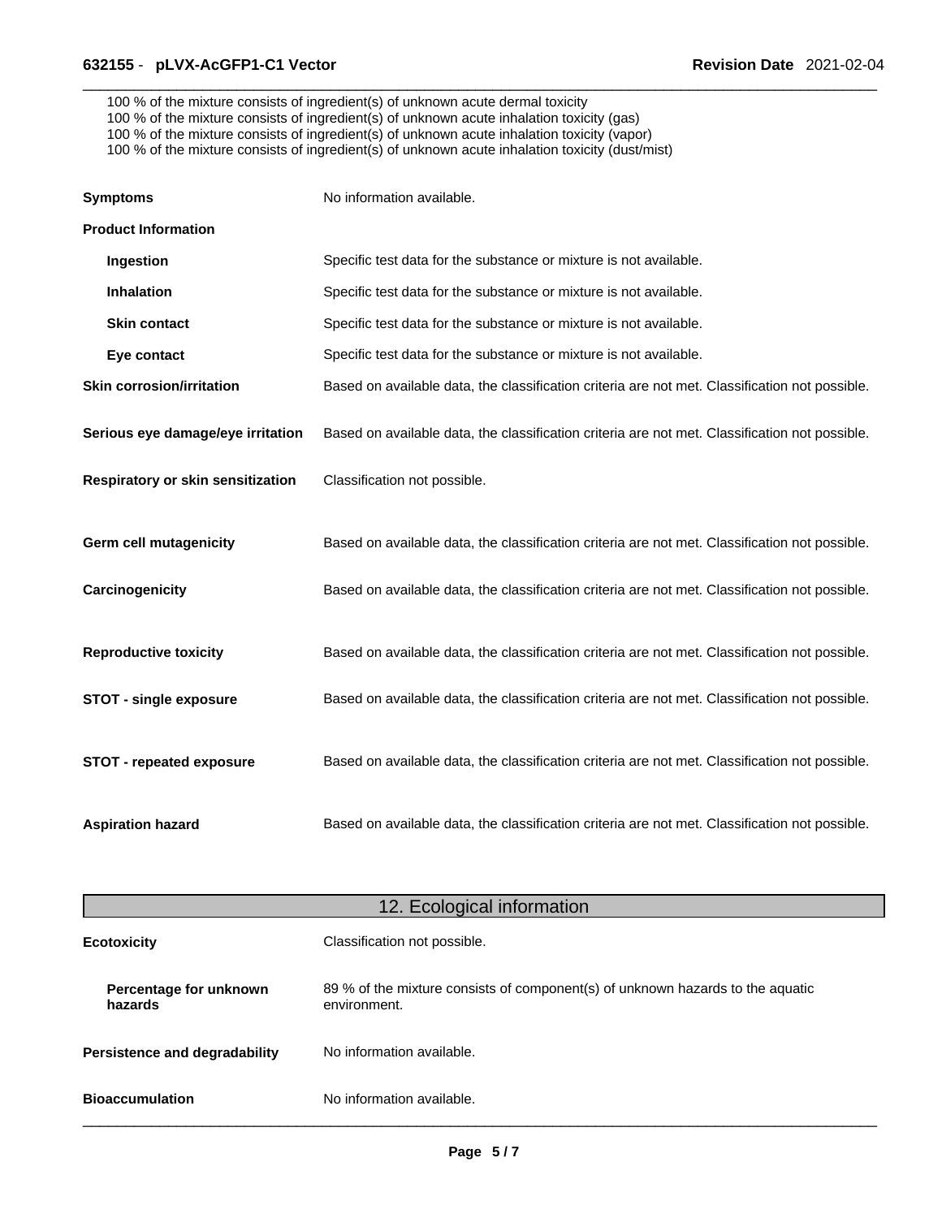100 % of the mixture consists of ingredient(s) of unknown acute dermal toxicity
100 % of the mixture consists of ingredient(s) of unknown acute inhalation toxicity (gas)
100 % of the mixture consists of ingredient(s) of unknown acute inhalation toxicity (vapor)
100 % of the mixture consists of ingredient(s) of unknown acute inhalation toxicity (dust/mist)

**Symptoms** No information available.

**Product Information**

| | |
|---|---|
| **Ingestion** | Specific test data for the substance or mixture is not available. |
| **Inhalation** | Specific test data for the substance or mixture is not available. |
| **Skin contact** | Specific test data for the substance or mixture is not available. |
| **Eye contact** | Specific test data for the substance or mixture is not available. |
| **Skin corrosion/irritation** | Based on available data, the classification criteria are not met. Classification not possible. |
| **Serious eye damage/eye irritation** | Based on available data, the classification criteria are not met. Classification not possible. |
| **Respiratory or skin sensitization** | Classification not possible. |
| **Germ cell mutagenicity** | Based on available data, the classification criteria are not met. Classification not possible. |
| **Carcinogenicity** | Based on available data, the classification criteria are not met. Classification not possible. |
| **Reproductive toxicity** | Based on available data, the classification criteria are not met. Classification not possible. |
| **STOT - single exposure** | Based on available data, the classification criteria are not met. Classification not possible. |
| **STOT - repeated exposure** | Based on available data, the classification criteria are not met. Classification not possible. |
| **Aspiration hazard** | Based on available data, the classification criteria are not met. Classification not possible. |

## 12. Ecological information

| | |
|---|---|
| **Ecotoxicity** | Classification not possible. |
| **Percentage for unknown hazards** | 89 % of the mixture consists of component(s) of unknown hazards to the aquatic environment. |
| **Persistence and degradability** | No information available. |
| **Bioaccumulation** | No information available. |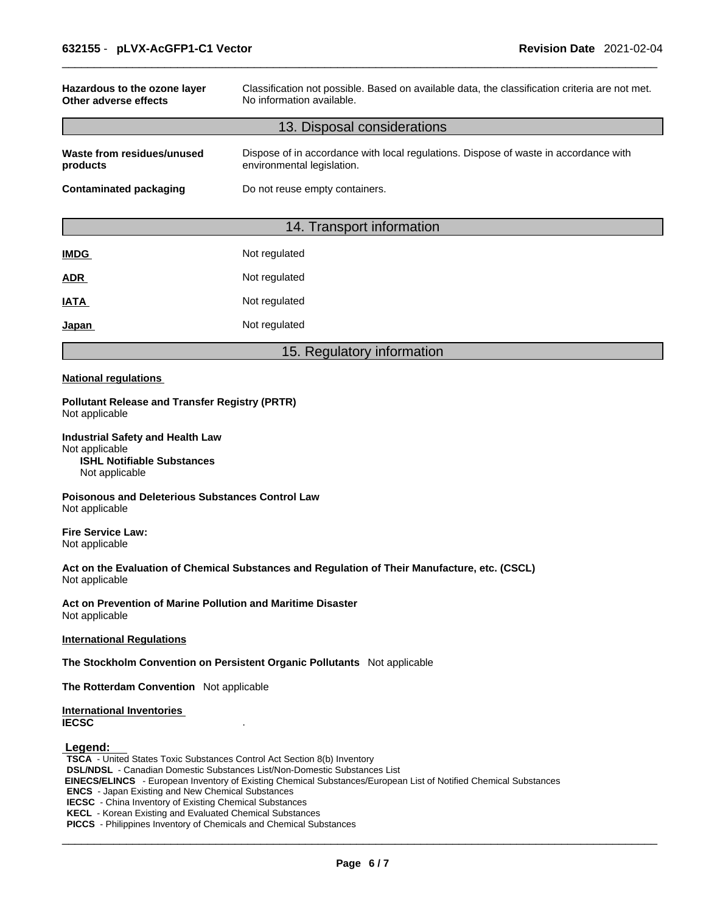| | |
|---|---|
| **Hazardous to the ozone layer** | Classification not possible. Based on available data, the classification criteria are not met. |
| **Other adverse effects** | No information available. |

## 13. Disposal considerations

| | |
|---|---|
| **Waste from residues/unused products** | Dispose of in accordance with local regulations. Dispose of waste in accordance with environmental legislation. |
| **Contaminated packaging** | Do not reuse empty containers. |

## 14. Transport information

| | |
|---|---|
| **IMDG** | Not regulated |
| **ADR** | Not regulated |
| **IATA** | Not regulated |
| **Japan** | Not regulated |

## 15. Regulatory information

**National regulations**

**Pollutant Release and Transfer Registry (PRTR)**
Not applicable

**Industrial Safety and Health Law**
Not applicable
**ISHL Notifiable Substances**
Not applicable

**Poisonous and Deleterious Substances Control Law**
Not applicable

**Fire Service Law:**
Not applicable

**Act on the Evaluation of Chemical Substances and Regulation of Their Manufacture, etc. (CSCL)**
Not applicable

**Act on Prevention of Marine Pollution and Maritime Disaster**
Not applicable

**International Regulations**

**The Stockholm Convention on Persistent Organic Pollutants** Not applicable

**The Rotterdam Convention** Not applicable

**International Inventories**
**IECSC** .

**Legend:**
**TSCA** - United States Toxic Substances Control Act Section 8(b) Inventory
**DSL/NDSL** - Canadian Domestic Substances List/Non-Domestic Substances List
**EINECS/ELINCS** - European Inventory of Existing Chemical Substances/European List of Notified Chemical Substances
**ENCS** - Japan Existing and New Chemical Substances
**IECSC** - China Inventory of Existing Chemical Substances
**KECL** - Korean Existing and Evaluated Chemical Substances
**PICCS** - Philippines Inventory of Chemicals and Chemical Substances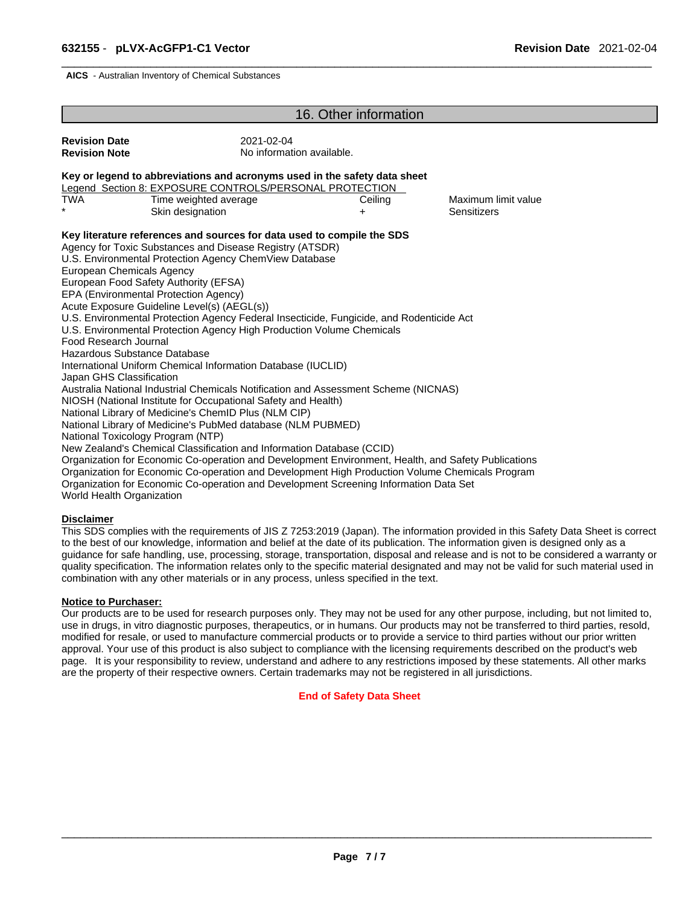**AICS** - Australian Inventory of Chemical Substances

## 16. Other information

**Revision Date** 2021-02-04
**Revision Note** No information available.

**Key or legend to abbreviations and acronyms used in the safety data sheet**

Legend Section 8: EXPOSURE CONTROLS/PERSONAL PROTECTION

| | | | |
|---|---|---|---|
| TWA | Time weighted average | Ceiling | Maximum limit value |
| * | Skin designation | + | Sensitizers |

**Key literature references and sources for data used to compile the SDS**

Agency for Toxic Substances and Disease Registry (ATSDR)
U.S. Environmental Protection Agency ChemView Database
European Chemicals Agency
European Food Safety Authority (EFSA)
EPA (Environmental Protection Agency)
Acute Exposure Guideline Level(s) (AEGL(s))
U.S. Environmental Protection Agency Federal Insecticide, Fungicide, and Rodenticide Act
U.S. Environmental Protection Agency High Production Volume Chemicals
Food Research Journal
Hazardous Substance Database
International Uniform Chemical Information Database (IUCLID)
Japan GHS Classification
Australia National Industrial Chemicals Notification and Assessment Scheme (NICNAS)
NIOSH (National Institute for Occupational Safety and Health)
National Library of Medicine's ChemID Plus (NLM CIP)
National Library of Medicine's PubMed database (NLM PUBMED)
National Toxicology Program (NTP)
New Zealand's Chemical Classification and Information Database (CCID)
Organization for Economic Co-operation and Development Environment, Health, and Safety Publications
Organization for Economic Co-operation and Development High Production Volume Chemicals Program
Organization for Economic Co-operation and Development Screening Information Data Set
World Health Organization

**Disclaimer**

This SDS complies with the requirements of JIS Z 7253:2019 (Japan). The information provided in this Safety Data Sheet is correct to the best of our knowledge, information and belief at the date of its publication. The information given is designed only as a guidance for safe handling, use, processing, storage, transportation, disposal and release and is not to be considered a warranty or quality specification. The information relates only to the specific material designated and may not be valid for such material used in combination with any other materials or in any process, unless specified in the text.

**Notice to Purchaser:**

Our products are to be used for research purposes only. They may not be used for any other purpose, including, but not limited to, use in drugs, in vitro diagnostic purposes, therapeutics, or in humans. Our products may not be transferred to third parties, resold, modified for resale, or used to manufacture commercial products or to provide a service to third parties without our prior written approval. Your use of this product is also subject to compliance with the licensing requirements described on the product's web page. It is your responsibility to review, understand and adhere to any restrictions imposed by these statements. All other marks are the property of their respective owners. Certain trademarks may not be registered in all jurisdictions.

**End of Safety Data Sheet**